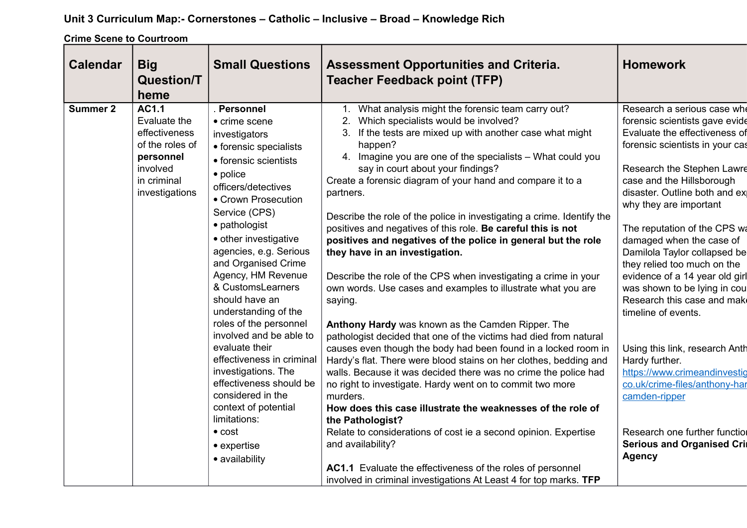**Unit 3 Curriculum Map:- Cornerstones – Catholic – Inclusive – Broad – Knowledge Rich**

**Crime Scene to Courtroom**

| Calendar | Big Question/Theme | Small Questions | Assessment Opportunities and Criteria. Teacher Feedback point (TFP) | Homework |
|---|---|---|---|---|
| **Summer 2** | **AC1.1** Evaluate the effectiveness of the roles of **personnel** involved in criminal investigations | . **Personnel**<br>• crime scene investigators<br>• forensic specialists<br>• forensic scientists<br>• police officers/detectives<br>• Crown Prosecution Service (CPS)<br>• pathologist<br>• other investigative agencies, e.g. Serious and Organised Crime Agency, HM Revenue & CustomsLearners should have an understanding of the roles of the personnel involved and be able to evaluate their effectiveness in criminal investigations. The effectiveness should be considered in the context of potential limitations:<br>• cost<br>• expertise<br>• availability | 1. What analysis might the forensic team carry out?<br>2. Which specialists would be involved?<br>3. If the tests are mixed up with another case what might happen?<br>4. Imagine you are one of the specialists – What could you say in court about your findings?<br>Create a forensic diagram of your hand and compare it to a partners.<br><br>Describe the role of the police in investigating a crime. Identify the positives and negatives of this role. **Be careful this is not positives and negatives of the police in general but the role they have in an investigation.**<br><br>Describe the role of the CPS when investigating a crime in your own words. Use cases and examples to illustrate what you are saying.<br><br>**Anthony Hardy** was known as the Camden Ripper. The pathologist decided that one of the victims had died from natural causes even though the body had been found in a locked room in Hardy's flat. There were blood stains on her clothes, bedding and walls. Because it was decided there was no crime the police had no right to investigate. Hardy went on to commit two more murders.<br>**How does this case illustrate the weaknesses of the role of the Pathologist?**<br>Relate to considerations of cost ie a second opinion. Expertise and availability?<br><br>**AC1.1** Evaluate the effectiveness of the roles of personnel involved in criminal investigations At Least 4 for top marks. **TFP** | Research a serious case whe forensic scientists gave evide Evaluate the effectiveness of forensic scientists in your cas<br><br>Research the Stephen Lawre case and the Hillsborough disaster. Outline both and exp why they are important<br><br>The reputation of the CPS wa damaged when the case of Damilola Taylor collapsed be they relied too much on the evidence of a 14 year old girl was shown to be lying in cou Research this case and make timeline of events.<br><br>Using this link, research Anth Hardy further.<br>https://www.crimeandinvestig co.uk/crime-files/anthony-har camden-ripper<br><br>Research one further functio **Serious and Organised Cri Agency** |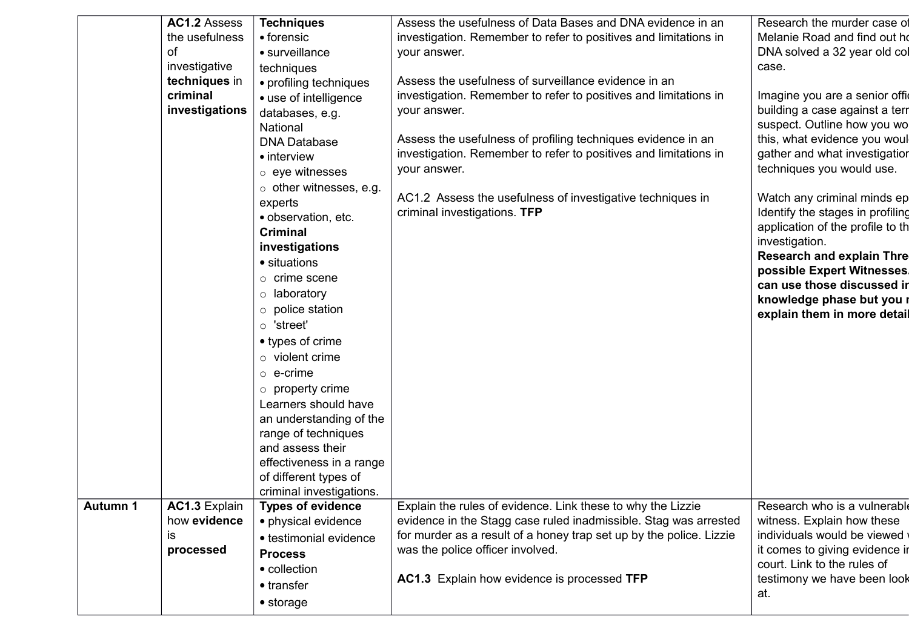| | | | | |
|---|---|---|---|---|
| | **AC1.2** Assess the usefulness of investigative **techniques** in **criminal investigations** | **Techniques**<br>• forensic<br>• surveillance techniques<br>• profiling techniques<br>• use of intelligence databases, e.g. National DNA Database<br>• interview<br>○ eye witnesses<br>○ other witnesses, e.g. experts<br>• observation, etc.<br>**Criminal investigations**<br>• situations<br>○ crime scene<br>○ laboratory<br>○ police station<br>○ 'street'<br>• types of crime<br>○ violent crime<br>○ e-crime<br>○ property crime<br>Learners should have an understanding of the range of techniques and assess their effectiveness in a range of different types of criminal investigations. | Assess the usefulness of Data Bases and DNA evidence in an investigation. Remember to refer to positives and limitations in your answer.<br><br>Assess the usefulness of surveillance evidence in an investigation. Remember to refer to positives and limitations in your answer.<br><br>Assess the usefulness of profiling techniques evidence in an investigation. Remember to refer to positives and limitations in your answer.<br><br>AC1.2 Assess the usefulness of investigative techniques in criminal investigations. **TFP** | Research the murder case of Melanie Road and find out ho DNA solved a 32 year old col case.<br><br>Imagine you are a senior offi building a case against a terr suspect. Outline how you wo this, what evidence you woul gather and what investigation techniques you would use.<br><br>Watch any criminal minds ep Identify the stages in profiling application of the profile to th investigation.<br>**Research and explain Thre possible Expert Witnesses. can use those discussed in knowledge phase but you r explain them in more detail** |
| **Autumn 1** | **AC1.3** Explain how **evidence** is **processed** | **Types of evidence**<br>• physical evidence<br>• testimonial evidence<br>**Process**<br>• collection<br>• transfer<br>• storage | Explain the rules of evidence. Link these to why the Lizzie evidence in the Stagg case ruled inadmissible. Stag was arrested for murder as a result of a honey trap set up by the police. Lizzie was the police officer involved.<br><br>**AC1.3** Explain how evidence is processed **TFP** | Research who is a vulnerable witness. Explain how these individuals would be viewed w it comes to giving evidence in court. Link to the rules of testimony we have been look at. |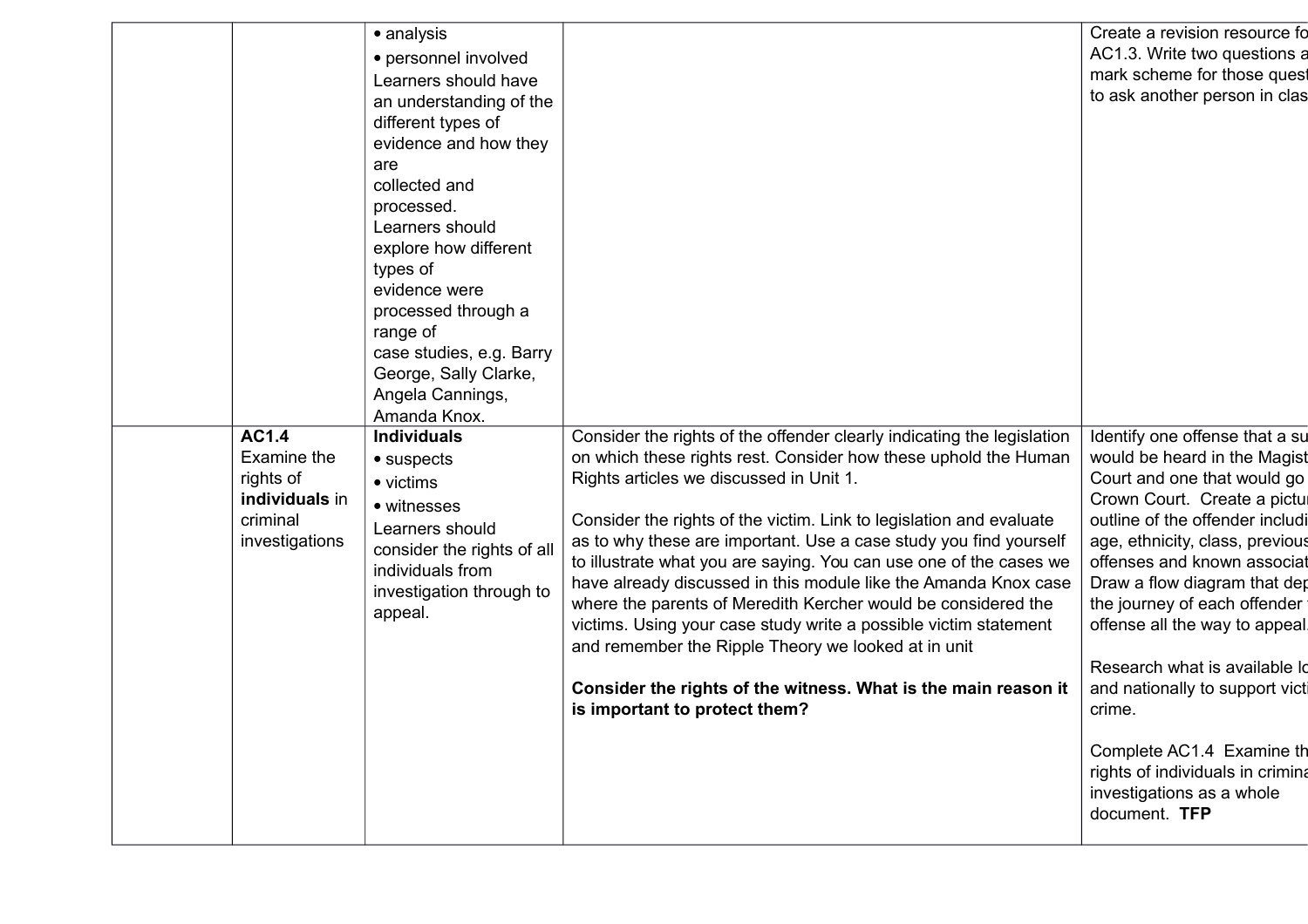| | | | | |
|---|---|---|---|---|
| | | • analysis<br>• personnel involved<br>Learners should have an understanding of the different types of evidence and how they are collected and processed.<br>Learners should explore how different types of evidence were processed through a range of case studies, e.g. Barry George, Sally Clarke, Angela Cannings, Amanda Knox. | | Create a revision resource fo AC1.3. Write two questions a mark scheme for those quest to ask another person in clas |
| | **AC1.4** Examine the rights of **individuals** in criminal investigations | **Individuals**<br>• suspects<br>• victims<br>• witnesses<br>Learners should consider the rights of all individuals from investigation through to appeal. | Consider the rights of the offender clearly indicating the legislation on which these rights rest. Consider how these uphold the Human Rights articles we discussed in Unit 1.<br><br>Consider the rights of the victim. Link to legislation and evaluate as to why these are important. Use a case study you find yourself to illustrate what you are saying. You can use one of the cases we have already discussed in this module like the Amanda Knox case where the parents of Meredith Kercher would be considered the victims. Using your case study write a possible victim statement and remember the Ripple Theory we looked at in unit<br><br>**Consider the rights of the witness. What is the main reason it is important to protect them?** | Identify one offense that a su would be heard in the Magist Court and one that would go Crown Court. Create a pictur outline of the offender includi age, ethnicity, class, previous offenses and known associat Draw a flow diagram that dep the journey of each offender offense all the way to appeal.<br><br>Research what is available lo and nationally to support victi crime.<br><br>Complete AC1.4 Examine th rights of individuals in crimina investigations as a whole document. **TFP** |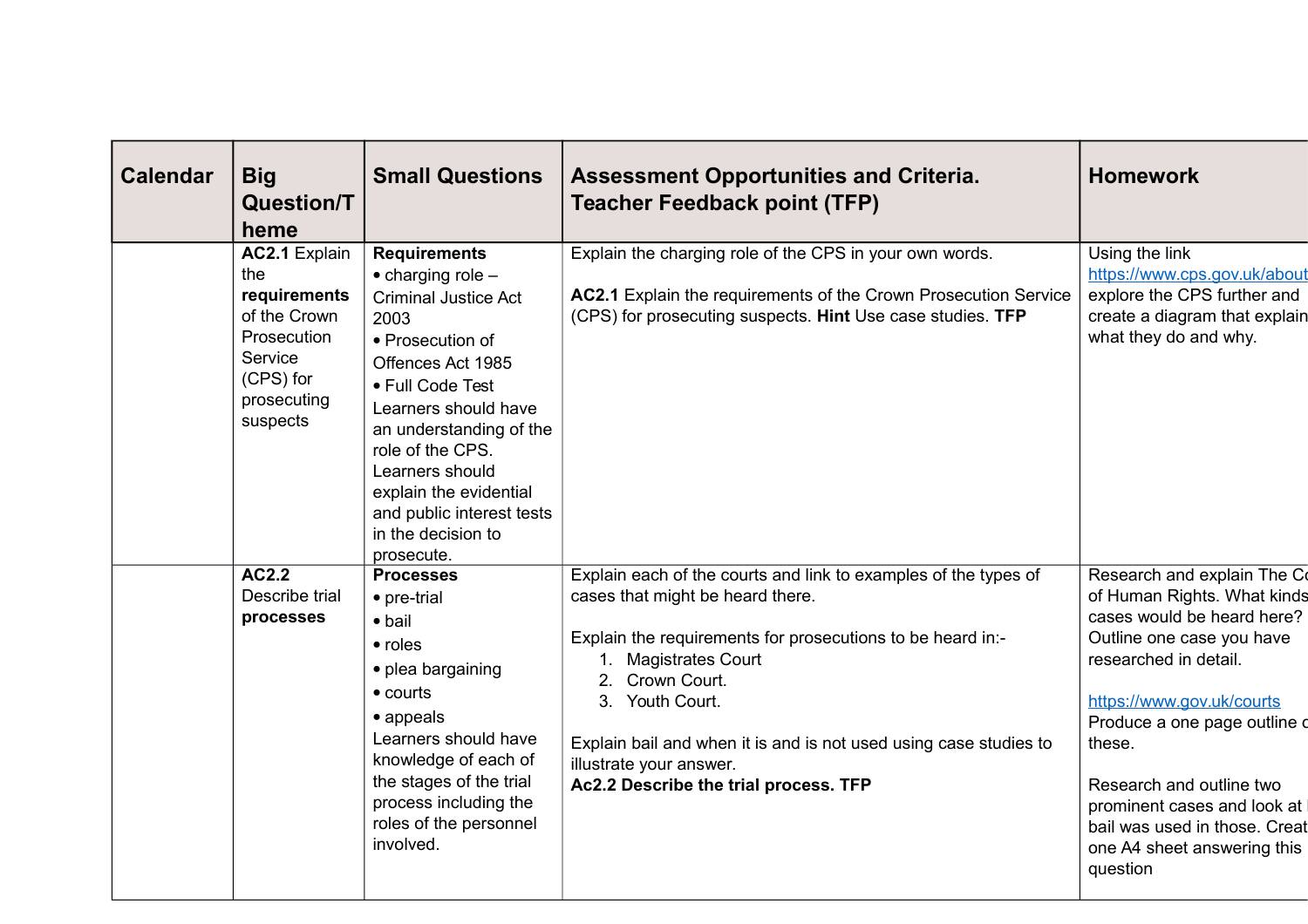| Calendar | Big Question/Theme | Small Questions | Assessment Opportunities and Criteria. Teacher Feedback point (TFP) | Homework |
|---|---|---|---|---|
| | **AC2.1** Explain the **requirements** of the Crown Prosecution Service (CPS) for prosecuting suspects | **Requirements**<br>• charging role – Criminal Justice Act 2003<br>• Prosecution of Offences Act 1985<br>• Full Code Test<br>Learners should have an understanding of the role of the CPS. Learners should explain the evidential and public interest tests in the decision to prosecute. | Explain the charging role of the CPS in your own words.<br><br>**AC2.1** Explain the requirements of the Crown Prosecution Service (CPS) for prosecuting suspects. **Hint** Use case studies. **TFP** | Using the link https://www.cps.gov.uk/about explore the CPS further and create a diagram that explain what they do and why. |
| | **AC2.2** Describe trial **processes** | **Processes**<br>• pre-trial<br>• bail<br>• roles<br>• plea bargaining<br>• courts<br>• appeals<br>Learners should have knowledge of each of the stages of the trial process including the roles of the personnel involved. | Explain each of the courts and link to examples of the types of cases that might be heard there.<br><br>Explain the requirements for prosecutions to be heard in:-<br>1. Magistrates Court<br>2. Crown Court.<br>3. Youth Court.<br><br>Explain bail and when it is and is not used using case studies to illustrate your answer.<br>**Ac2.2 Describe the trial process. TFP** | Research and explain The Co of Human Rights. What kinds cases would be heard here? Outline one case you have researched in detail.<br><br>https://www.gov.uk/courts<br>Produce a one page outline o these.<br><br>Research and outline two prominent cases and look at bail was used in those. Creat one A4 sheet answering this question |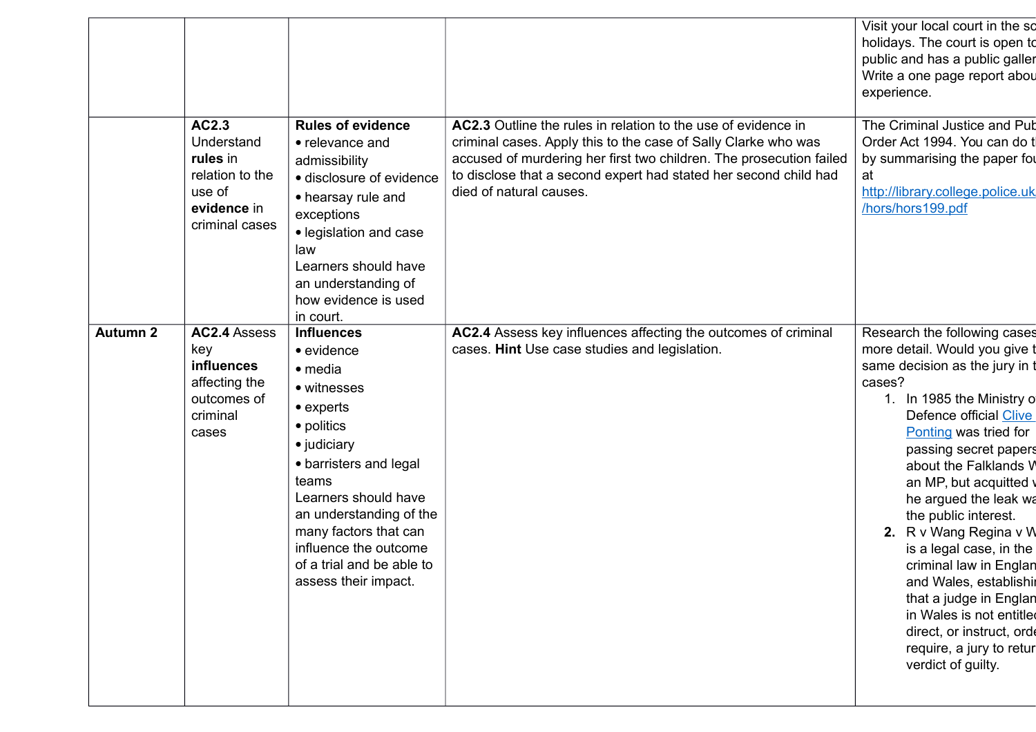| | | | | |
|---|---|---|---|---|
| | | | | Visit your local court in the sc holidays. The court is open to public and has a public galler Write a one page report abou experience. |
| | **AC2.3** Understand **rules** in relation to the use of **evidence** in criminal cases | **Rules of evidence**<br>• relevance and admissibility<br>• disclosure of evidence<br>• hearsay rule and exceptions<br>• legislation and case law<br>Learners should have an understanding of how evidence is used in court. | **AC2.3** Outline the rules in relation to the use of evidence in criminal cases. Apply this to the case of Sally Clarke who was accused of murdering her first two children. The prosecution failed to disclose that a second expert had stated her second child had died of natural causes. | The Criminal Justice and Pub Order Act 1994. You can do t by summarising the paper fou at http://library.college.police.uk /hors/hors199.pdf |
| **Autumn 2** | **AC2.4** Assess key **influences** affecting the outcomes of criminal cases | **Influences**<br>• evidence<br>• media<br>• witnesses<br>• experts<br>• politics<br>• judiciary<br>• barristers and legal teams<br>Learners should have an understanding of the many factors that can influence the outcome of a trial and be able to assess their impact. | **AC2.4** Assess key influences affecting the outcomes of criminal cases. **Hint** Use case studies and legislation. | Research the following cases more detail. Would you give t same decision as the jury in t cases?<br>1. In 1985 the Ministry o Defence official Clive Ponting was tried for passing secret papers about the Falklands W an MP, but acquitted v he argued the leak wa the public interest.<br>**2.** R v Wang Regina v W is a legal case, in the criminal law in Englan and Wales, establishi that a judge in Englan in Wales is not entitle direct, or instruct, orde require, a jury to retur verdict of guilty. |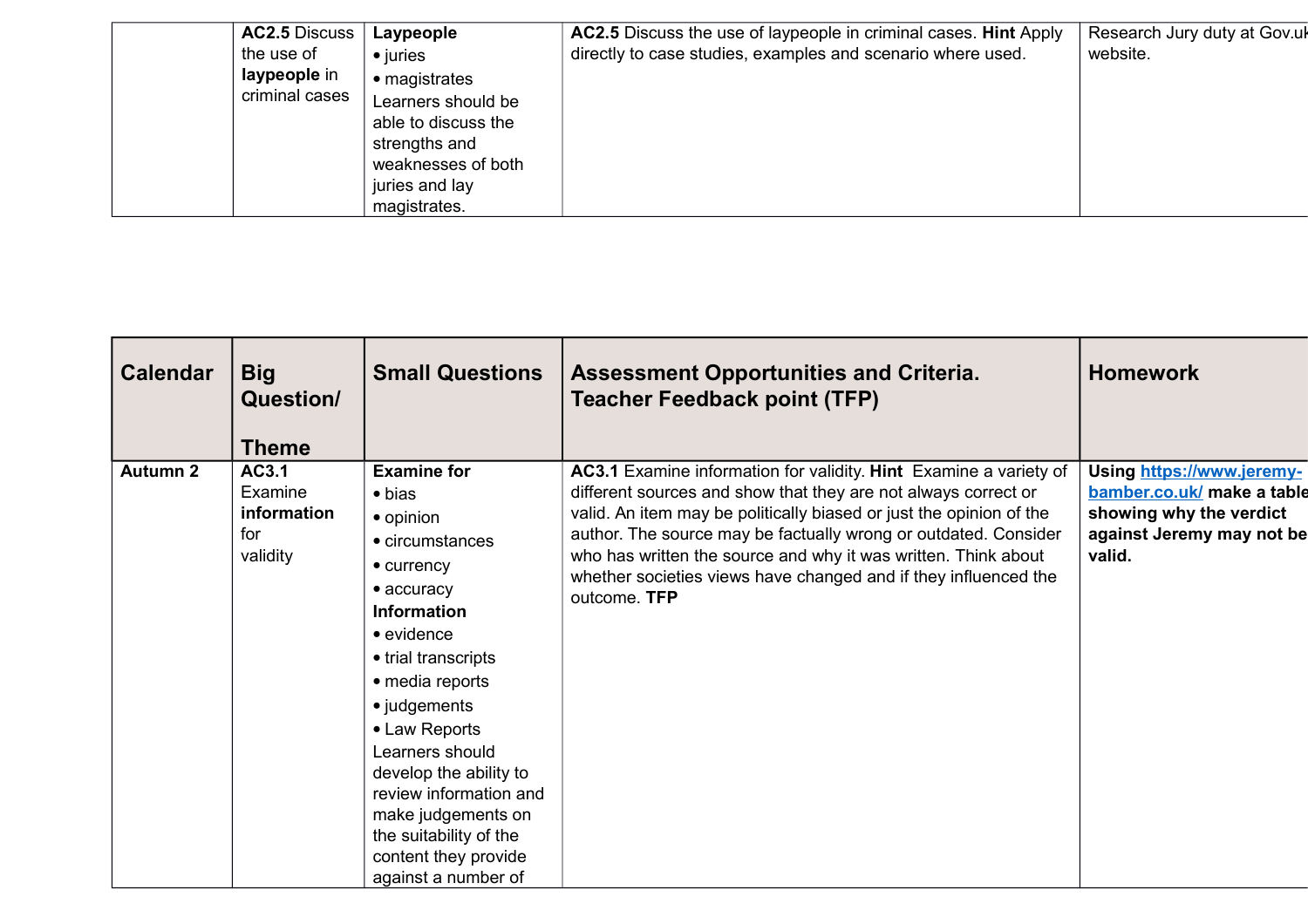| | | | | |
|---|---|---|---|---|
| | **AC2.5** Discuss the use of **laypeople** in criminal cases | **Laypeople**<br>• juries<br>• magistrates<br>Learners should be able to discuss the strengths and weaknesses of both juries and lay magistrates. | **AC2.5** Discuss the use of laypeople in criminal cases. **Hint** Apply directly to case studies, examples and scenario where used. | Research Jury duty at Gov.uk website. |

| Calendar | Big Question/ Theme | Small Questions | Assessment Opportunities and Criteria. Teacher Feedback point (TFP) | Homework |
|---|---|---|---|---|
| **Autumn 2** | **AC3.1** Examine **information** for validity | **Examine for**<br>• bias<br>• opinion<br>• circumstances<br>• currency<br>• accuracy<br>**Information**<br>• evidence<br>• trial transcripts<br>• media reports<br>• judgements<br>• Law Reports<br>Learners should develop the ability to review information and make judgements on the suitability of the content they provide against a number of | **AC3.1** Examine information for validity. **Hint** Examine a variety of different sources and show that they are not always correct or valid. An item may be politically biased or just the opinion of the author. The source may be factually wrong or outdated. Consider who has written the source and why it was written. Think about whether societies views have changed and if they influenced the outcome. **TFP** | **Using [https://www.jeremy-bamber.co.uk/](https://www.jeremy-bamber.co.uk/) make a table showing why the verdict against Jeremy may not be valid.** |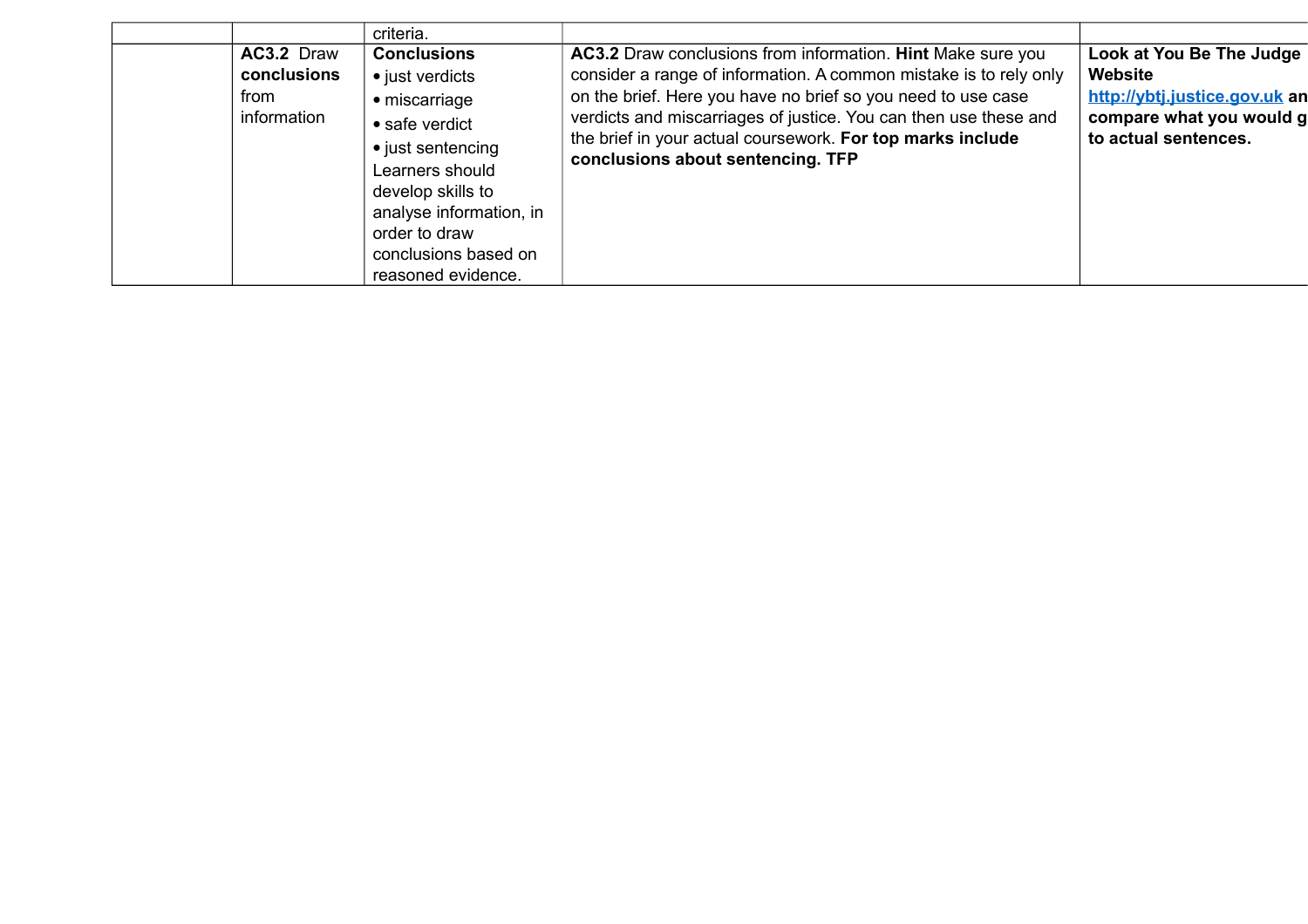| | | | | |
|---|---|---|---|---|
| | | criteria. | | |
| | **AC3.2** Draw **conclusions** from information | **Conclusions**<br>• just verdicts<br>• miscarriage<br>• safe verdict<br>• just sentencing<br>Learners should develop skills to analyse information, in order to draw conclusions based on reasoned evidence. | **AC3.2** Draw conclusions from information. **Hint** Make sure you consider a range of information. A common mistake is to rely only on the brief. Here you have no brief so you need to use case verdicts and miscarriages of justice. You can then use these and the brief in your actual coursework. **For top marks include conclusions about sentencing. TFP** | **Look at You Be The Judge Website [http://ybtj.justice.gov.uk](http://ybtj.justice.gov.uk) an compare what you would g to actual sentences.** |